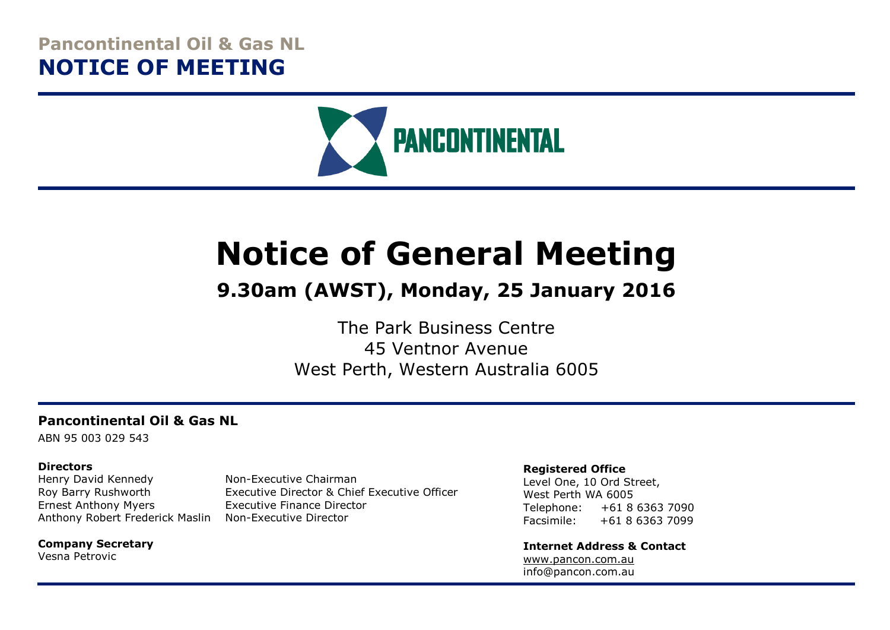**Pancontinental Oil & Gas NL**

# NOTICE OF MEETING

PANCONTINENTAL

# Notice of General Meeting

## 9.30am (AWST), Monday, 25 January 2016

The Park Business Centre
45 Ventnor Avenue
West Perth, Western Australia 6005

**Pancontinental Oil & Gas NL**

ABN 95 003 029 543

**Directors**

| | |
|---|---|
| Henry David Kennedy | Non-Executive Chairman |
| Roy Barry Rushworth | Executive Director & Chief Executive Officer |
| Ernest Anthony Myers | Executive Finance Director |
| Anthony Robert Frederick Maslin | Non-Executive Director |

**Company Secretary**

Vesna Petrovic

**Registered Office**

Level One, 10 Ord Street,
West Perth WA 6005
Telephone: +61 8 6363 7090
Facsimile: +61 8 6363 7099

**Internet Address & Contact**

www.pancon.com.au
info@pancon.com.au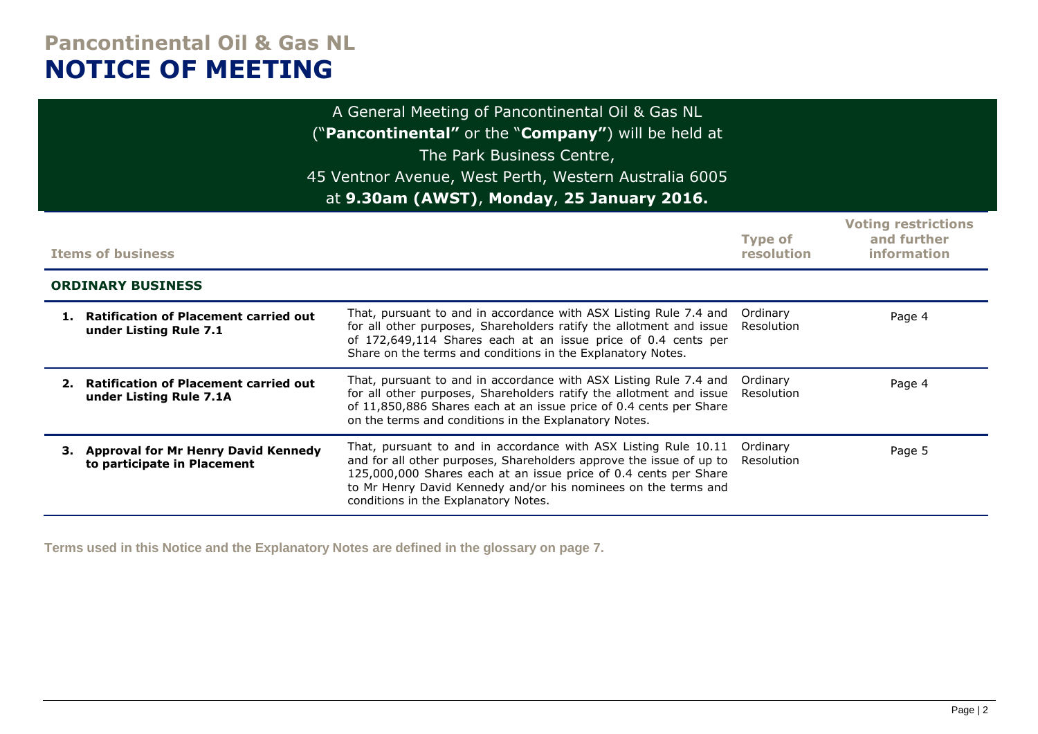# Pancontinental Oil & Gas NL

# NOTICE OF MEETING

A General Meeting of Pancontinental Oil & Gas NL ("**Pancontinental**" or the "**Company**") will be held at The Park Business Centre, 45 Ventnor Avenue, West Perth, Western Australia 6005 at **9.30am (AWST)**, **Monday**, **25 January 2016.**

| Items of business | | Type of resolution | Voting restrictions and further information |
|---|---|---|---|
| **ORDINARY BUSINESS** | | | |
| **1. Ratification of Placement carried out under Listing Rule 7.1** | That, pursuant to and in accordance with ASX Listing Rule 7.4 and for all other purposes, Shareholders ratify the allotment and issue of 172,649,114 Shares each at an issue price of 0.4 cents per Share on the terms and conditions in the Explanatory Notes. | Ordinary Resolution | Page 4 |
| **2. Ratification of Placement carried out under Listing Rule 7.1A** | That, pursuant to and in accordance with ASX Listing Rule 7.4 and for all other purposes, Shareholders ratify the allotment and issue of 11,850,886 Shares each at an issue price of 0.4 cents per Share on the terms and conditions in the Explanatory Notes. | Ordinary Resolution | Page 4 |
| **3. Approval for Mr Henry David Kennedy to participate in Placement** | That, pursuant to and in accordance with ASX Listing Rule 10.11 and for all other purposes, Shareholders approve the issue of up to 125,000,000 Shares each at an issue price of 0.4 cents per Share to Mr Henry David Kennedy and/or his nominees on the terms and conditions in the Explanatory Notes. | Ordinary Resolution | Page 5 |

**Terms used in this Notice and the Explanatory Notes are defined in the glossary on page 7.**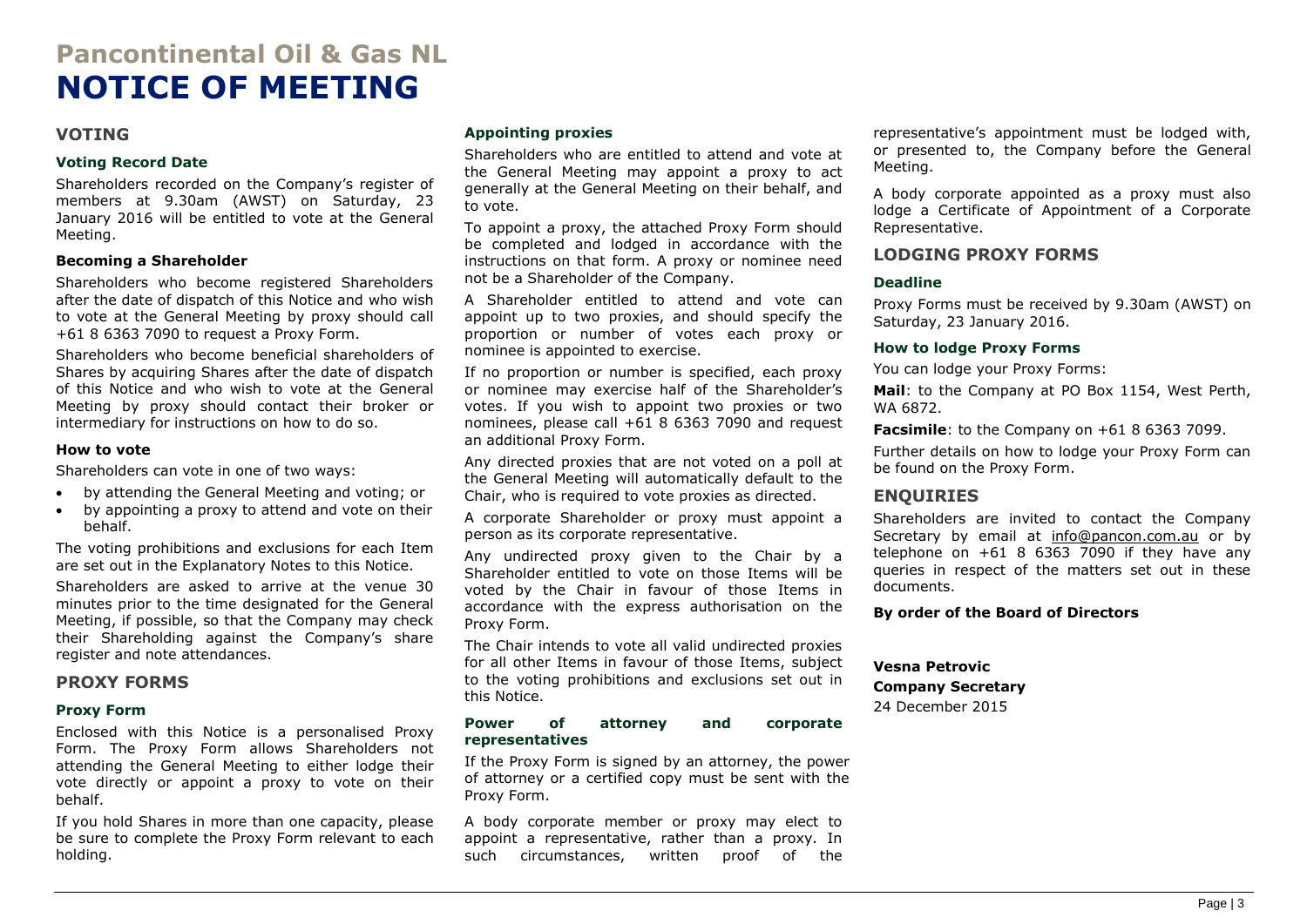# Pancontinental Oil & Gas NL

# NOTICE OF MEETING

## VOTING

### Voting Record Date

Shareholders recorded on the Company's register of members at 9.30am (AWST) on Saturday, 23 January 2016 will be entitled to vote at the General Meeting.

### Becoming a Shareholder

Shareholders who become registered Shareholders after the date of dispatch of this Notice and who wish to vote at the General Meeting by proxy should call +61 8 6363 7090 to request a Proxy Form.

Shareholders who become beneficial shareholders of Shares by acquiring Shares after the date of dispatch of this Notice and who wish to vote at the General Meeting by proxy should contact their broker or intermediary for instructions on how to do so.

### How to vote

Shareholders can vote in one of two ways:

- by attending the General Meeting and voting; or
- by appointing a proxy to attend and vote on their behalf.

The voting prohibitions and exclusions for each Item are set out in the Explanatory Notes to this Notice.

Shareholders are asked to arrive at the venue 30 minutes prior to the time designated for the General Meeting, if possible, so that the Company may check their Shareholding against the Company's share register and note attendances.

## PROXY FORMS

### Proxy Form

Enclosed with this Notice is a personalised Proxy Form. The Proxy Form allows Shareholders not attending the General Meeting to either lodge their vote directly or appoint a proxy to vote on their behalf.

If you hold Shares in more than one capacity, please be sure to complete the Proxy Form relevant to each holding.

### Appointing proxies

Shareholders who are entitled to attend and vote at the General Meeting may appoint a proxy to act generally at the General Meeting on their behalf, and to vote.

To appoint a proxy, the attached Proxy Form should be completed and lodged in accordance with the instructions on that form. A proxy or nominee need not be a Shareholder of the Company.

A Shareholder entitled to attend and vote can appoint up to two proxies, and should specify the proportion or number of votes each proxy or nominee is appointed to exercise.

If no proportion or number is specified, each proxy or nominee may exercise half of the Shareholder's votes. If you wish to appoint two proxies or two nominees, please call +61 8 6363 7090 and request an additional Proxy Form.

Any directed proxies that are not voted on a poll at the General Meeting will automatically default to the Chair, who is required to vote proxies as directed.

A corporate Shareholder or proxy must appoint a person as its corporate representative.

Any undirected proxy given to the Chair by a Shareholder entitled to vote on those Items will be voted by the Chair in favour of those Items in accordance with the express authorisation on the Proxy Form.

The Chair intends to vote all valid undirected proxies for all other Items in favour of those Items, subject to the voting prohibitions and exclusions set out in this Notice.

### Power of attorney and corporate representatives

If the Proxy Form is signed by an attorney, the power of attorney or a certified copy must be sent with the Proxy Form.

A body corporate member or proxy may elect to appoint a representative, rather than a proxy. In such circumstances, written proof of the representative's appointment must be lodged with, or presented to, the Company before the General Meeting.

A body corporate appointed as a proxy must also lodge a Certificate of Appointment of a Corporate Representative.

## LODGING PROXY FORMS

### Deadline

Proxy Forms must be received by 9.30am (AWST) on Saturday, 23 January 2016.

### How to lodge Proxy Forms

You can lodge your Proxy Forms:

**Mail**: to the Company at PO Box 1154, West Perth, WA 6872.

**Facsimile**: to the Company on +61 8 6363 7099.

Further details on how to lodge your Proxy Form can be found on the Proxy Form.

## ENQUIRIES

Shareholders are invited to contact the Company Secretary by email at info@pancon.com.au or by telephone on +61 8 6363 7090 if they have any queries in respect of the matters set out in these documents.

**By order of the Board of Directors**

**Vesna Petrovic**
**Company Secretary**
24 December 2015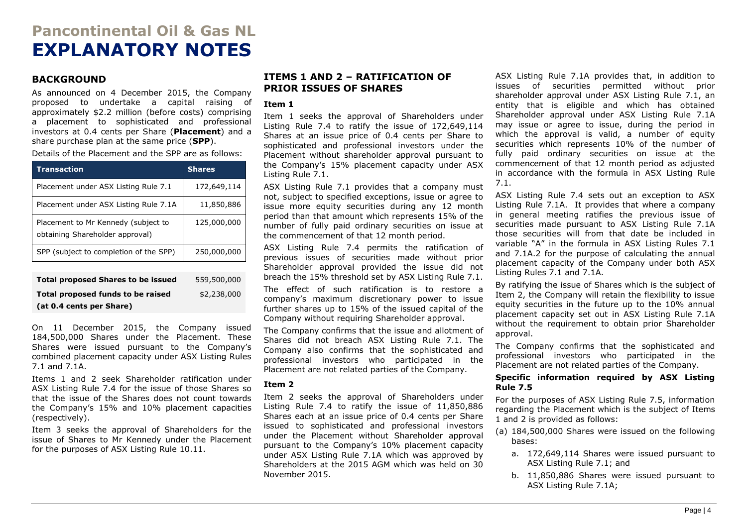# Pancontinental Oil & Gas NL

# EXPLANATORY NOTES

## BACKGROUND

As announced on 4 December 2015, the Company proposed to undertake a capital raising of approximately $2.2 million (before costs) comprising a placement to sophisticated and professional investors at 0.4 cents per Share (**Placement**) and a share purchase plan at the same price (**SPP**).

Details of the Placement and the SPP are as follows:

| Transaction | Shares |
|---|---|
| Placement under ASX Listing Rule 7.1 | 172,649,114 |
| Placement under ASX Listing Rule 7.1A | 11,850,886 |
| Placement to Mr Kennedy (subject to obtaining Shareholder approval) | 125,000,000 |
| SPP (subject to completion of the SPP) | 250,000,000 |

| | |
|---|---|
| **Total proposed Shares to be issued** | 559,500,000 |
| **Total proposed funds to be raised (at 0.4 cents per Share)** | $2,238,000 |

On 11 December 2015, the Company issued 184,500,000 Shares under the Placement. These Shares were issued pursuant to the Company's combined placement capacity under ASX Listing Rules 7.1 and 7.1A.

Items 1 and 2 seek Shareholder ratification under ASX Listing Rule 7.4 for the issue of those Shares so that the issue of the Shares does not count towards the Company's 15% and 10% placement capacities (respectively).

Item 3 seeks the approval of Shareholders for the issue of Shares to Mr Kennedy under the Placement for the purposes of ASX Listing Rule 10.11.

## ITEMS 1 AND 2 – RATIFICATION OF PRIOR ISSUES OF SHARES

### Item 1

Item 1 seeks the approval of Shareholders under Listing Rule 7.4 to ratify the issue of 172,649,114 Shares at an issue price of 0.4 cents per Share to sophisticated and professional investors under the Placement without shareholder approval pursuant to the Company's 15% placement capacity under ASX Listing Rule 7.1.

ASX Listing Rule 7.1 provides that a company must not, subject to specified exceptions, issue or agree to issue more equity securities during any 12 month period than that amount which represents 15% of the number of fully paid ordinary securities on issue at the commencement of that 12 month period.

ASX Listing Rule 7.4 permits the ratification of previous issues of securities made without prior Shareholder approval provided the issue did not breach the 15% threshold set by ASX Listing Rule 7.1.

The effect of such ratification is to restore a company's maximum discretionary power to issue further shares up to 15% of the issued capital of the Company without requiring Shareholder approval.

The Company confirms that the issue and allotment of Shares did not breach ASX Listing Rule 7.1. The Company also confirms that the sophisticated and professional investors who participated in the Placement are not related parties of the Company.

### Item 2

Item 2 seeks the approval of Shareholders under Listing Rule 7.4 to ratify the issue of 11,850,886 Shares each at an issue price of 0.4 cents per Share issued to sophisticated and professional investors under the Placement without Shareholder approval pursuant to the Company's 10% placement capacity under ASX Listing Rule 7.1A which was approved by Shareholders at the 2015 AGM which was held on 30 November 2015.

ASX Listing Rule 7.1A provides that, in addition to issues of securities permitted without prior shareholder approval under ASX Listing Rule 7.1, an entity that is eligible and which has obtained Shareholder approval under ASX Listing Rule 7.1A may issue or agree to issue, during the period in which the approval is valid, a number of equity securities which represents 10% of the number of fully paid ordinary securities on issue at the commencement of that 12 month period as adjusted in accordance with the formula in ASX Listing Rule 7.1.

ASX Listing Rule 7.4 sets out an exception to ASX Listing Rule 7.1A. It provides that where a company in general meeting ratifies the previous issue of securities made pursuant to ASX Listing Rule 7.1A those securities will from that date be included in variable "A" in the formula in ASX Listing Rules 7.1 and 7.1A.2 for the purpose of calculating the annual placement capacity of the Company under both ASX Listing Rules 7.1 and 7.1A.

By ratifying the issue of Shares which is the subject of Item 2, the Company will retain the flexibility to issue equity securities in the future up to the 10% annual placement capacity set out in ASX Listing Rule 7.1A without the requirement to obtain prior Shareholder approval.

The Company confirms that the sophisticated and professional investors who participated in the Placement are not related parties of the Company.

**Specific information required by ASX Listing Rule 7.5**

For the purposes of ASX Listing Rule 7.5, information regarding the Placement which is the subject of Items 1 and 2 is provided as follows:

(a) 184,500,000 Shares were issued on the following bases:

   a. 172,649,114 Shares were issued pursuant to ASX Listing Rule 7.1; and

   b. 11,850,886 Shares were issued pursuant to ASX Listing Rule 7.1A;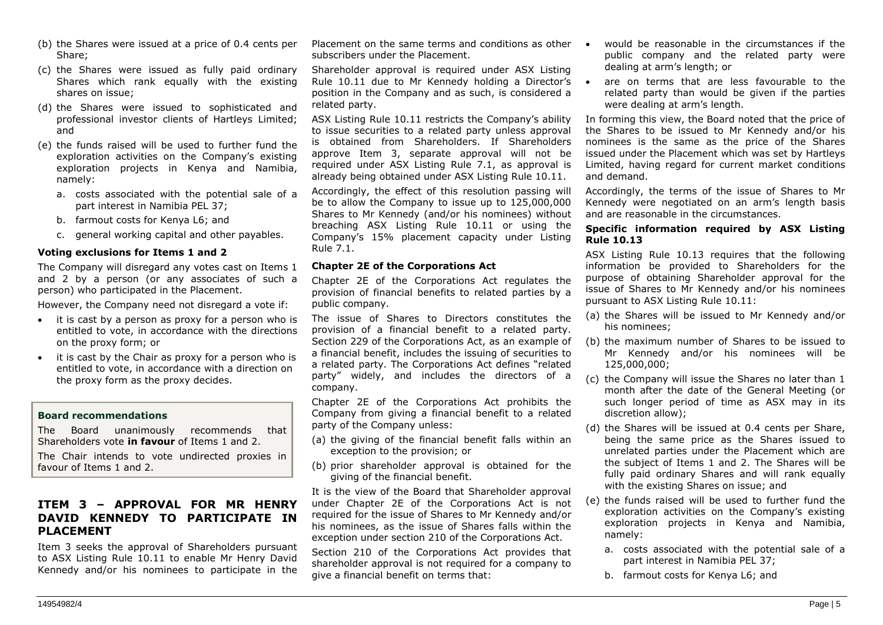(b) the Shares were issued at a price of 0.4 cents per Share;

(c) the Shares were issued as fully paid ordinary Shares which rank equally with the existing shares on issue;

(d) the Shares were issued to sophisticated and professional investor clients of Hartleys Limited; and

(e) the funds raised will be used to further fund the exploration activities on the Company's existing exploration projects in Kenya and Namibia, namely:

   a. costs associated with the potential sale of a part interest in Namibia PEL 37;
   
   b. farmout costs for Kenya L6; and
   
   c. general working capital and other payables.

**Voting exclusions for Items 1 and 2**

The Company will disregard any votes cast on Items 1 and 2 by a person (or any associates of such a person) who participated in the Placement.

However, the Company need not disregard a vote if:

- it is cast by a person as proxy for a person who is entitled to vote, in accordance with the directions on the proxy form; or
- it is cast by the Chair as proxy for a person who is entitled to vote, in accordance with a direction on the proxy form as the proxy decides.

**Board recommendations**

The Board unanimously recommends that Shareholders vote **in favour** of Items 1 and 2.

The Chair intends to vote undirected proxies in favour of Items 1 and 2.

## ITEM 3 – APPROVAL FOR MR HENRY DAVID KENNEDY TO PARTICIPATE IN PLACEMENT

Item 3 seeks the approval of Shareholders pursuant to ASX Listing Rule 10.11 to enable Mr Henry David Kennedy and/or his nominees to participate in the Placement on the same terms and conditions as other subscribers under the Placement.

Shareholder approval is required under ASX Listing Rule 10.11 due to Mr Kennedy holding a Director's position in the Company and as such, is considered a related party.

ASX Listing Rule 10.11 restricts the Company's ability to issue securities to a related party unless approval is obtained from Shareholders. If Shareholders approve Item 3, separate approval will not be required under ASX Listing Rule 7.1, as approval is already being obtained under ASX Listing Rule 10.11.

Accordingly, the effect of this resolution passing will be to allow the Company to issue up to 125,000,000 Shares to Mr Kennedy (and/or his nominees) without breaching ASX Listing Rule 10.11 or using the Company's 15% placement capacity under Listing Rule 7.1.

**Chapter 2E of the Corporations Act**

Chapter 2E of the Corporations Act regulates the provision of financial benefits to related parties by a public company.

The issue of Shares to Directors constitutes the provision of a financial benefit to a related party. Section 229 of the Corporations Act, as an example of a financial benefit, includes the issuing of securities to a related party. The Corporations Act defines "related party" widely, and includes the directors of a company.

Chapter 2E of the Corporations Act prohibits the Company from giving a financial benefit to a related party of the Company unless:

(a) the giving of the financial benefit falls within an exception to the provision; or

(b) prior shareholder approval is obtained for the giving of the financial benefit.

It is the view of the Board that Shareholder approval under Chapter 2E of the Corporations Act is not required for the issue of Shares to Mr Kennedy and/or his nominees, as the issue of Shares falls within the exception under section 210 of the Corporations Act.

Section 210 of the Corporations Act provides that shareholder approval is not required for a company to give a financial benefit on terms that:

- would be reasonable in the circumstances if the public company and the related party were dealing at arm's length; or
- are on terms that are less favourable to the related party than would be given if the parties were dealing at arm's length.

In forming this view, the Board noted that the price of the Shares to be issued to Mr Kennedy and/or his nominees is the same as the price of the Shares issued under the Placement which was set by Hartleys Limited, having regard for current market conditions and demand.

Accordingly, the terms of the issue of Shares to Mr Kennedy were negotiated on an arm's length basis and are reasonable in the circumstances.

**Specific information required by ASX Listing Rule 10.13**

ASX Listing Rule 10.13 requires that the following information be provided to Shareholders for the purpose of obtaining Shareholder approval for the issue of Shares to Mr Kennedy and/or his nominees pursuant to ASX Listing Rule 10.11:

(a) the Shares will be issued to Mr Kennedy and/or his nominees;

(b) the maximum number of Shares to be issued to Mr Kennedy and/or his nominees will be 125,000,000;

(c) the Company will issue the Shares no later than 1 month after the date of the General Meeting (or such longer period of time as ASX may in its discretion allow);

(d) the Shares will be issued at 0.4 cents per Share, being the same price as the Shares issued to unrelated parties under the Placement which are the subject of Items 1 and 2. The Shares will be fully paid ordinary Shares and will rank equally with the existing Shares on issue; and

(e) the funds raised will be used to further fund the exploration activities on the Company's existing exploration projects in Kenya and Namibia, namely:

   a. costs associated with the potential sale of a part interest in Namibia PEL 37;
   
   b. farmout costs for Kenya L6; and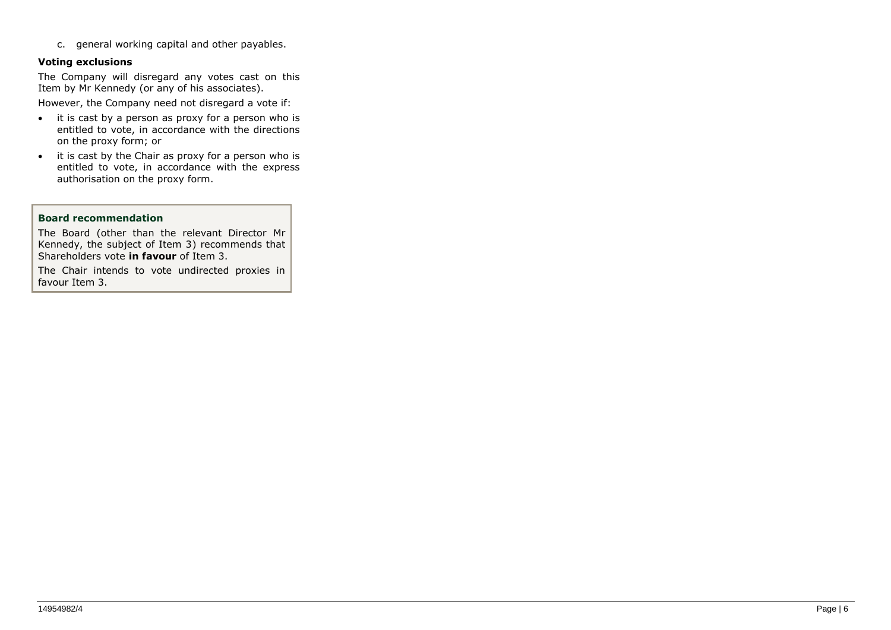c. general working capital and other payables.

**Voting exclusions**

The Company will disregard any votes cast on this Item by Mr Kennedy (or any of his associates).

However, the Company need not disregard a vote if:

- it is cast by a person as proxy for a person who is entitled to vote, in accordance with the directions on the proxy form; or
- it is cast by the Chair as proxy for a person who is entitled to vote, in accordance with the express authorisation on the proxy form.

**Board recommendation**

The Board (other than the relevant Director Mr Kennedy, the subject of Item 3) recommends that Shareholders vote **in favour** of Item 3.

The Chair intends to vote undirected proxies in favour Item 3.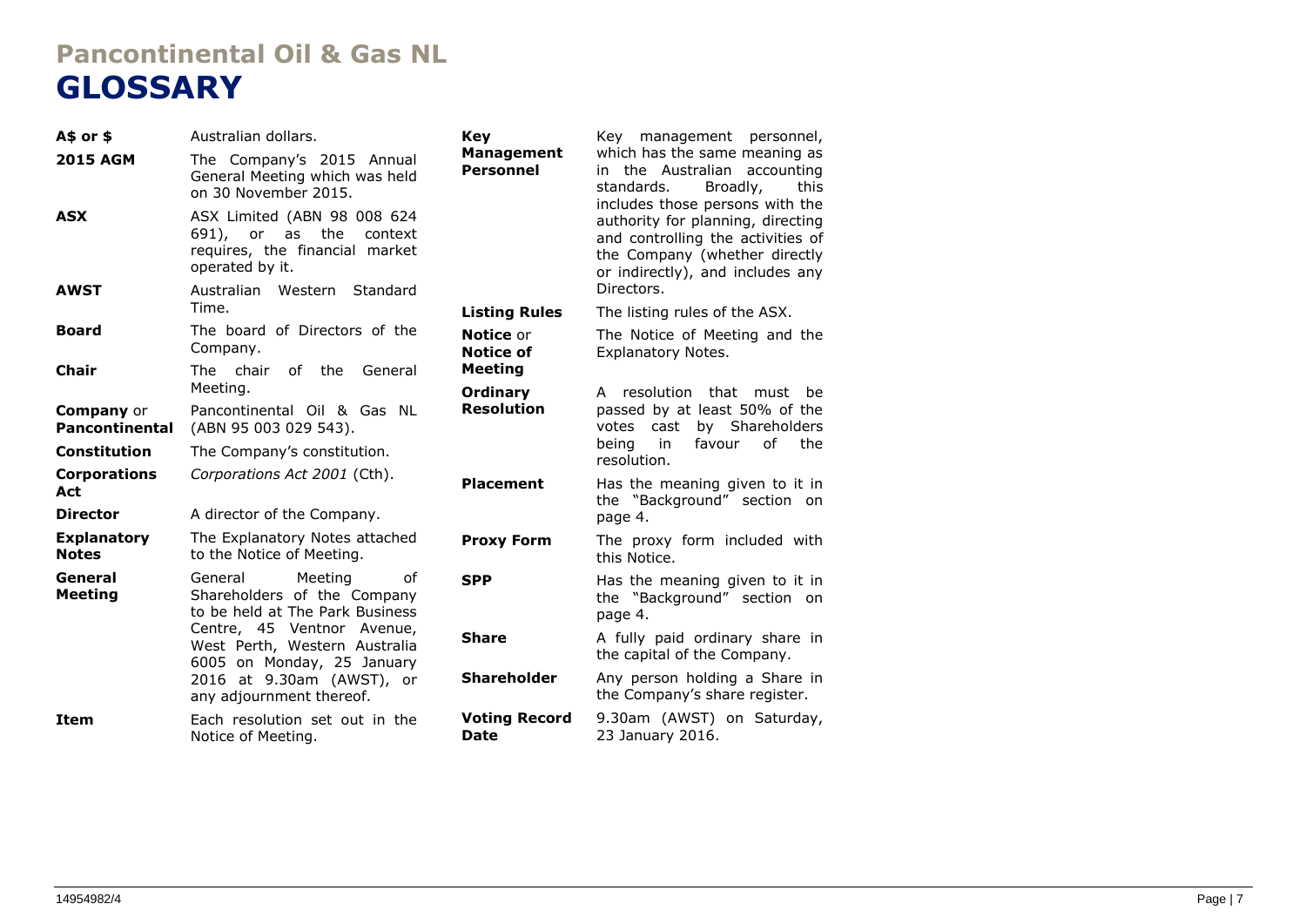**Pancontinental Oil & Gas NL**

# GLOSSARY

| Term | Meaning |
| --- | --- |
| **A$ or $** | Australian dollars. |
| **2015 AGM** | The Company's 2015 Annual General Meeting which was held on 30 November 2015. |
| **ASX** | ASX Limited (ABN 98 008 624 691), or as the context requires, the financial market operated by it. |
| **AWST** | Australian Western Standard Time. |
| **Board** | The board of Directors of the Company. |
| **Chair** | The chair of the General Meeting. |
| **Company** or **Pancontinental** | Pancontinental Oil & Gas NL (ABN 95 003 029 543). |
| **Constitution** | The Company's constitution. |
| **Corporations Act** | *Corporations Act 2001* (Cth). |
| **Director** | A director of the Company. |
| **Explanatory Notes** | The Explanatory Notes attached to the Notice of Meeting. |
| **General Meeting** | General Meeting of Shareholders of the Company to be held at The Park Business Centre, 45 Ventnor Avenue, West Perth, Western Australia 6005 on Monday, 25 January 2016 at 9.30am (AWST), or any adjournment thereof. |
| **Item** | Each resolution set out in the Notice of Meeting. |
| **Key Management Personnel** | Key management personnel, which has the same meaning as in the Australian accounting standards. Broadly, this includes those persons with the authority for planning, directing and controlling the activities of the Company (whether directly or indirectly), and includes any Directors. |
| **Listing Rules** | The listing rules of the ASX. |
| **Notice** or **Notice of Meeting** | The Notice of Meeting and the Explanatory Notes. |
| **Ordinary Resolution** | A resolution that must be passed by at least 50% of the votes cast by Shareholders being in favour of the resolution. |
| **Placement** | Has the meaning given to it in the "Background" section on page 4. |
| **Proxy Form** | The proxy form included with this Notice. |
| **SPP** | Has the meaning given to it in the "Background" section on page 4. |
| **Share** | A fully paid ordinary share in the capital of the Company. |
| **Shareholder** | Any person holding a Share in the Company's share register. |
| **Voting Record Date** | 9.30am (AWST) on Saturday, 23 January 2016. |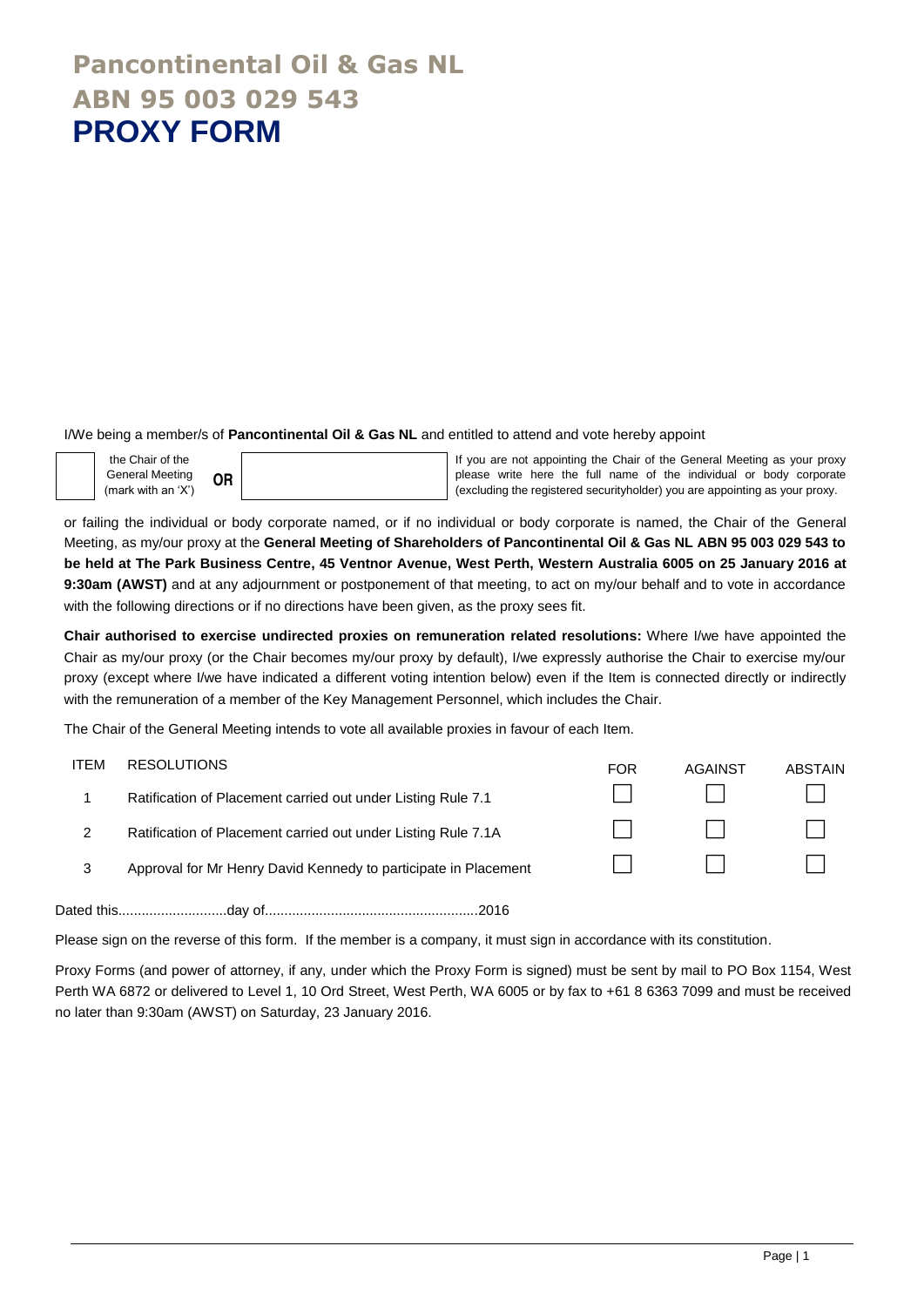# Pancontinental Oil & Gas NL
# ABN 95 003 029 543
# PROXY FORM

I/We being a member/s of **Pancontinental Oil & Gas NL** and entitled to attend and vote hereby appoint

| ☐ the Chair of the General Meeting (mark with an 'X') | **OR** | ______________ | If you are not appointing the Chair of the General Meeting as your proxy please write here the full name of the individual or body corporate (excluding the registered securityholder) you are appointing as your proxy. |
|---|---|---|---|

or failing the individual or body corporate named, or if no individual or body corporate is named, the Chair of the General Meeting, as my/our proxy at the **General Meeting of Shareholders of Pancontinental Oil & Gas NL ABN 95 003 029 543 to be held at The Park Business Centre, 45 Ventnor Avenue, West Perth, Western Australia 6005 on 25 January 2016 at 9:30am (AWST)** and at any adjournment or postponement of that meeting, to act on my/our behalf and to vote in accordance with the following directions or if no directions have been given, as the proxy sees fit.

**Chair authorised to exercise undirected proxies on remuneration related resolutions:** Where I/we have appointed the Chair as my/our proxy (or the Chair becomes my/our proxy by default), I/we expressly authorise the Chair to exercise my/our proxy (except where I/we have indicated a different voting intention below) even if the Item is connected directly or indirectly with the remuneration of a member of the Key Management Personnel, which includes the Chair.

The Chair of the General Meeting intends to vote all available proxies in favour of each Item.

| ITEM | RESOLUTIONS | FOR | AGAINST | ABSTAIN |
|---|---|---|---|---|
| 1 | Ratification of Placement carried out under Listing Rule 7.1 | ☐ | ☐ | ☐ |
| 2 | Ratification of Placement carried out under Listing Rule 7.1A | ☐ | ☐ | ☐ |
| 3 | Approval for Mr Henry David Kennedy to participate in Placement | ☐ | ☐ | ☐ |

Dated this............................day of.......................................................2016

Please sign on the reverse of this form. If the member is a company, it must sign in accordance with its constitution.

Proxy Forms (and power of attorney, if any, under which the Proxy Form is signed) must be sent by mail to PO Box 1154, West Perth WA 6872 or delivered to Level 1, 10 Ord Street, West Perth, WA 6005 or by fax to +61 8 6363 7099 and must be received no later than 9:30am (AWST) on Saturday, 23 January 2016.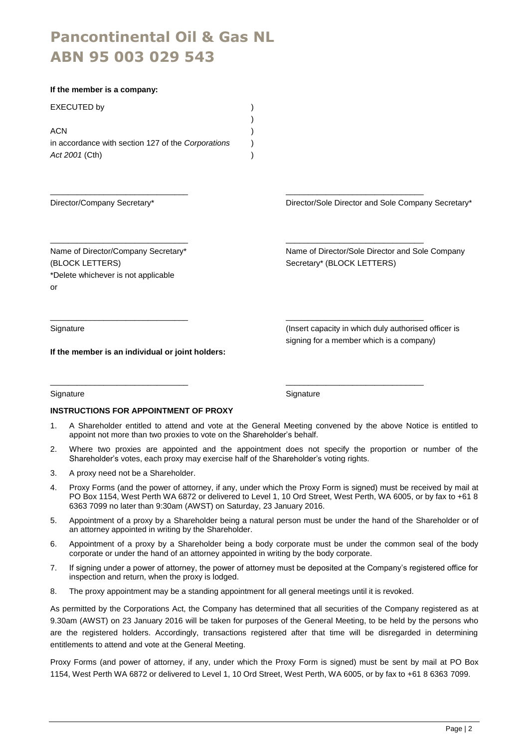# Pancontinental Oil & Gas NL
# ABN 95 003 029 543

**If the member is a company:**

EXECUTED by )
)
ACN )
in accordance with section 127 of the *Corporations* )
*Act 2001* (Cth) )

\_\_\_\_\_\_\_\_\_\_\_\_\_\_\_\_\_\_\_\_\_\_\_\_\_\_\_\_\_\_ \_\_\_\_\_\_\_\_\_\_\_\_\_\_\_\_\_\_\_\_\_\_\_\_\_\_\_\_\_\_

Director/Company Secretary* Director/Sole Director and Sole Company Secretary*

\_\_\_\_\_\_\_\_\_\_\_\_\_\_\_\_\_\_\_\_\_\_\_\_\_\_\_\_\_\_ \_\_\_\_\_\_\_\_\_\_\_\_\_\_\_\_\_\_\_\_\_\_\_\_\_\_\_\_\_\_

Name of Director/Company Secretary* (BLOCK LETTERS)
*Delete whichever is not applicable
or

Name of Director/Sole Director and Sole Company Secretary* (BLOCK LETTERS)

\_\_\_\_\_\_\_\_\_\_\_\_\_\_\_\_\_\_\_\_\_\_\_\_\_\_\_\_\_\_ \_\_\_\_\_\_\_\_\_\_\_\_\_\_\_\_\_\_\_\_\_\_\_\_\_\_\_\_\_\_

Signature (Insert capacity in which duly authorised officer is signing for a member which is a company)

**If the member is an individual or joint holders:**

\_\_\_\_\_\_\_\_\_\_\_\_\_\_\_\_\_\_\_\_\_\_\_\_\_\_\_\_\_\_ \_\_\_\_\_\_\_\_\_\_\_\_\_\_\_\_\_\_\_\_\_\_\_\_\_\_\_\_\_\_

Signature Signature

**INSTRUCTIONS FOR APPOINTMENT OF PROXY**

1. A Shareholder entitled to attend and vote at the General Meeting convened by the above Notice is entitled to appoint not more than two proxies to vote on the Shareholder's behalf.
2. Where two proxies are appointed and the appointment does not specify the proportion or number of the Shareholder's votes, each proxy may exercise half of the Shareholder's voting rights.
3. A proxy need not be a Shareholder.
4. Proxy Forms (and the power of attorney, if any, under which the Proxy Form is signed) must be received by mail at PO Box 1154, West Perth WA 6872 or delivered to Level 1, 10 Ord Street, West Perth, WA 6005, or by fax to +61 8 6363 7099 no later than 9:30am (AWST) on Saturday, 23 January 2016.
5. Appointment of a proxy by a Shareholder being a natural person must be under the hand of the Shareholder or of an attorney appointed in writing by the Shareholder.
6. Appointment of a proxy by a Shareholder being a body corporate must be under the common seal of the body corporate or under the hand of an attorney appointed in writing by the body corporate.
7. If signing under a power of attorney, the power of attorney must be deposited at the Company's registered office for inspection and return, when the proxy is lodged.
8. The proxy appointment may be a standing appointment for all general meetings until it is revoked.

As permitted by the Corporations Act, the Company has determined that all securities of the Company registered as at 9.30am (AWST) on 23 January 2016 will be taken for purposes of the General Meeting, to be held by the persons who are the registered holders. Accordingly, transactions registered after that time will be disregarded in determining entitlements to attend and vote at the General Meeting.

Proxy Forms (and power of attorney, if any, under which the Proxy Form is signed) must be sent by mail at PO Box 1154, West Perth WA 6872 or delivered to Level 1, 10 Ord Street, West Perth, WA 6005, or by fax to +61 8 6363 7099.